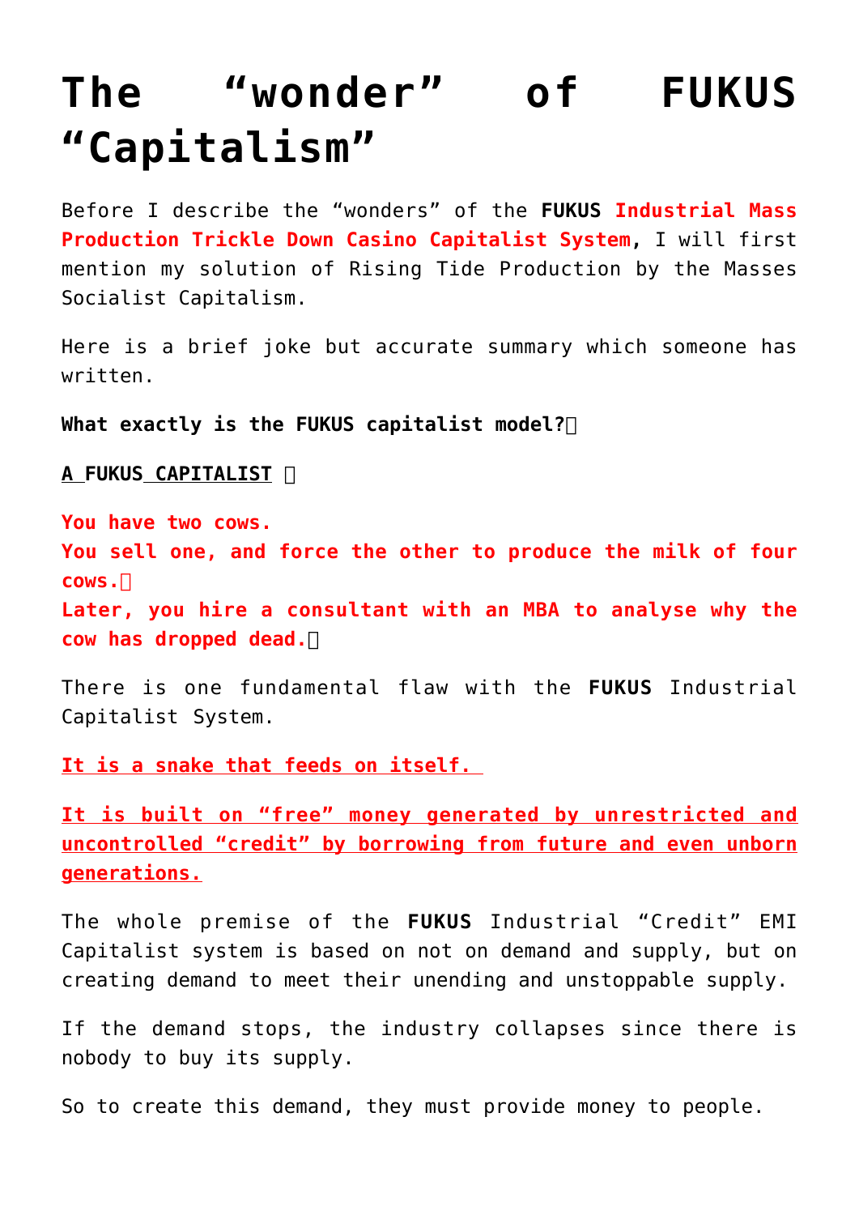# The “wonder” of FUKUS “Capitalism”

Before I describe the “wonders” of the **FUKUS** **Industrial Mass Production Trickle Down Casino Capitalist System**, I will first mention my solution of Rising Tide Production by the Masses Socialist Capitalism.

Here is a brief joke but accurate summary which someone has written.

**What exactly is the FUKUS capitalist model?**

**A FUKUS CAPITALIST**

**You have two cows.**
**You sell one, and force the other to produce the milk of four cows.**
**Later, you hire a consultant with an MBA to analyse why the cow has dropped dead.**

There is one fundamental flaw with the **FUKUS** Industrial Capitalist System.

**It is a snake that feeds on itself.**

**It is built on “free” money generated by unrestricted and uncontrolled “credit” by borrowing from future and even unborn generations.**

The whole premise of the **FUKUS** Industrial “Credit” EMI Capitalist system is based on not on demand and supply, but on creating demand to meet their unending and unstoppable supply.

If the demand stops, the industry collapses since there is nobody to buy its supply.

So to create this demand, they must provide money to people.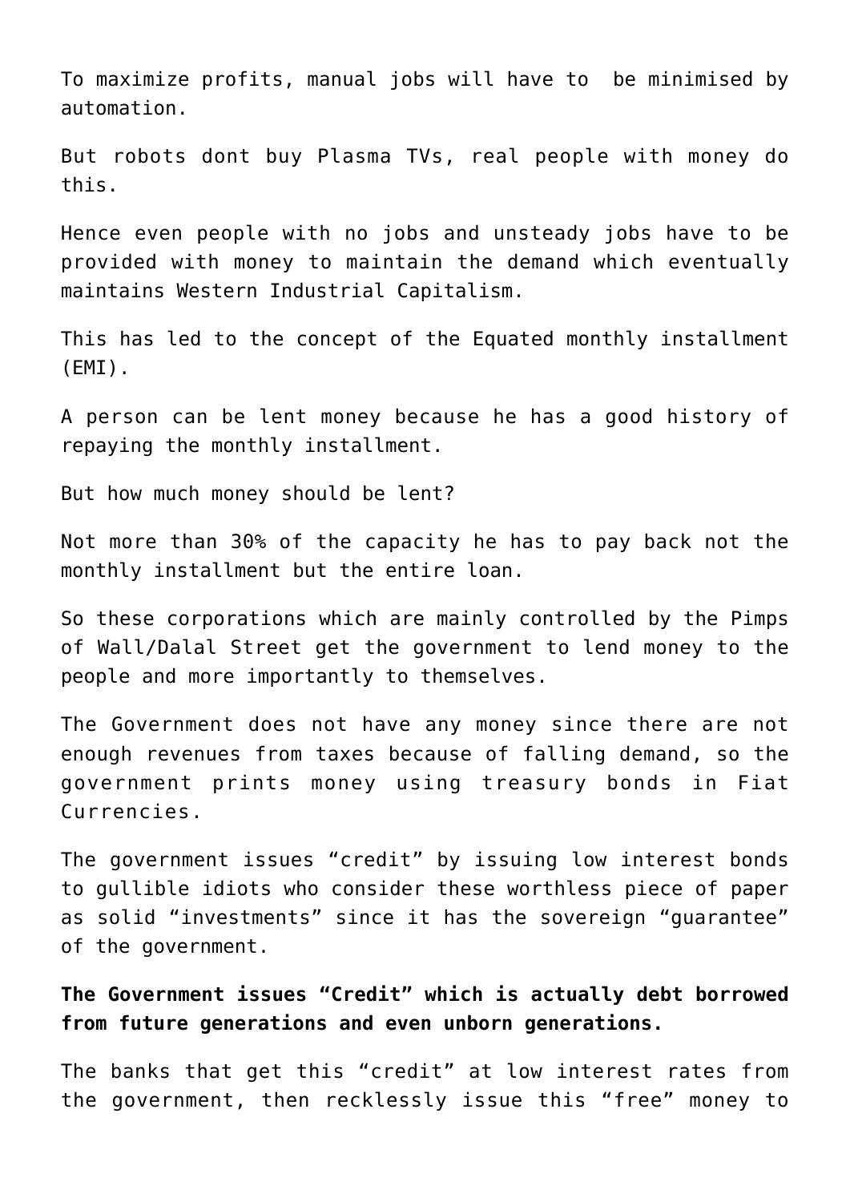To maximize profits, manual jobs will have to  be minimised by automation.

But robots dont buy Plasma TVs, real people with money do this.

Hence even people with no jobs and unsteady jobs have to be provided with money to maintain the demand which eventually maintains Western Industrial Capitalism.

This has led to the concept of the Equated monthly installment (EMI).

A person can be lent money because he has a good history of repaying the monthly installment.

But how much money should be lent?

Not more than 30% of the capacity he has to pay back not the monthly installment but the entire loan.

So these corporations which are mainly controlled by the Pimps of Wall/Dalal Street get the government to lend money to the people and more importantly to themselves.

The Government does not have any money since there are not enough revenues from taxes because of falling demand, so the government prints money using treasury bonds in Fiat Currencies.

The government issues “credit” by issuing low interest bonds to gullible idiots who consider these worthless piece of paper as solid “investments” since it has the sovereign “guarantee” of the government.

**The Government issues “Credit” which is actually debt borrowed from future generations and even unborn generations.**

The banks that get this “credit” at low interest rates from the government, then recklessly issue this “free” money to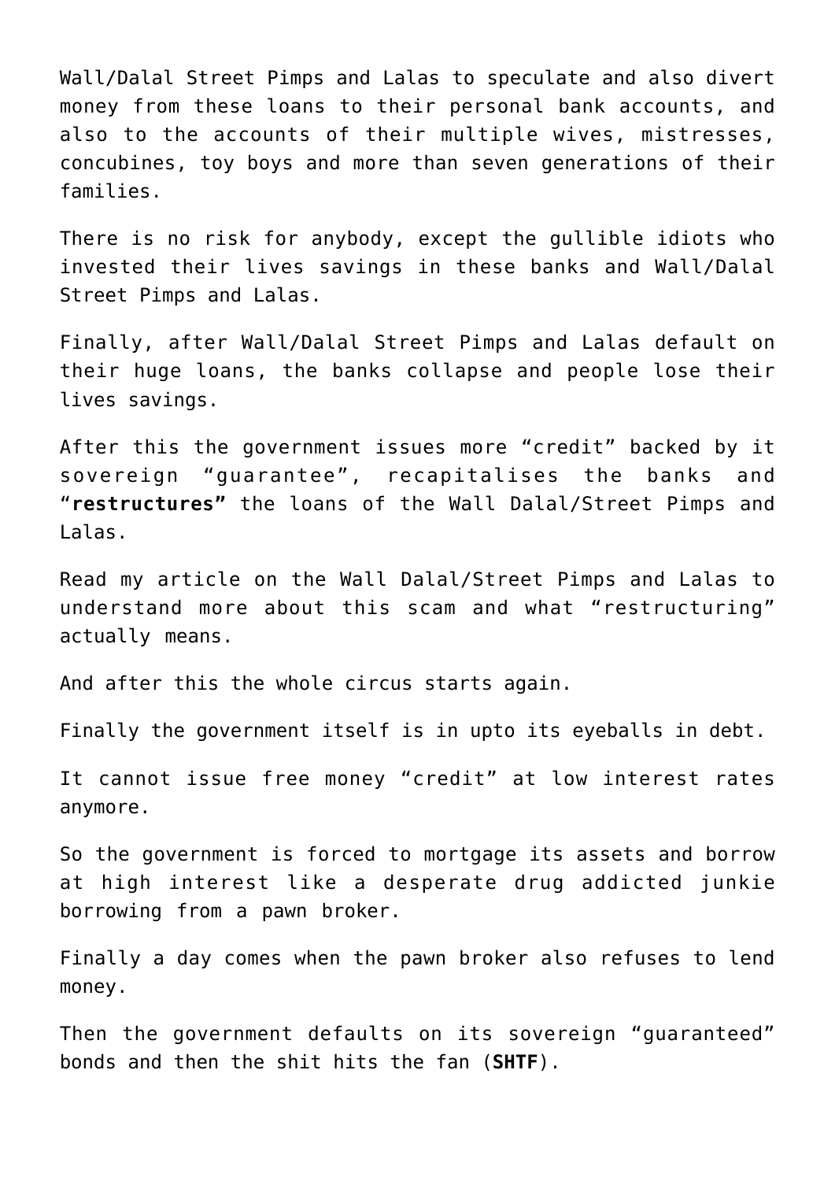Wall/Dalal Street Pimps and Lalas to speculate and also divert money from these loans to their personal bank accounts, and also to the accounts of their multiple wives, mistresses, concubines, toy boys and more than seven generations of their families.

There is no risk for anybody, except the gullible idiots who invested their lives savings in these banks and Wall/Dalal Street Pimps and Lalas.

Finally, after Wall/Dalal Street Pimps and Lalas default on their huge loans, the banks collapse and people lose their lives savings.

After this the government issues more "credit" backed by it sovereign "guarantee", recapitalises the banks and "**restructures"** the loans of the Wall Dalal/Street Pimps and Lalas.

Read my article on the Wall Dalal/Street Pimps and Lalas to understand more about this scam and what "restructuring" actually means.

And after this the whole circus starts again.

Finally the government itself is in upto its eyeballs in debt.

It cannot issue free money "credit" at low interest rates anymore.

So the government is forced to mortgage its assets and borrow at high interest like a desperate drug addicted junkie borrowing from a pawn broker.

Finally a day comes when the pawn broker also refuses to lend money.

Then the government defaults on its sovereign "guaranteed" bonds and then the shit hits the fan (**SHTF**).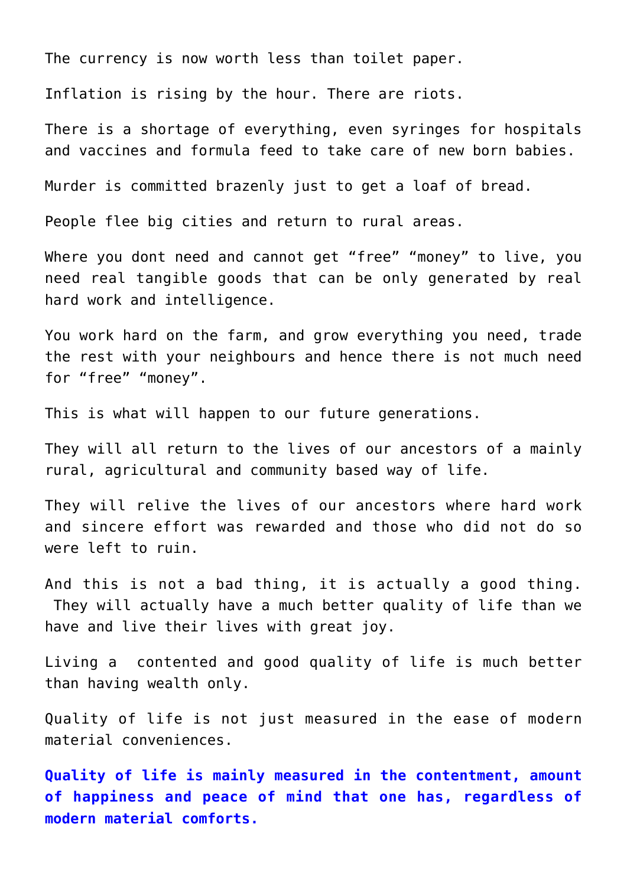The currency is now worth less than toilet paper.

Inflation is rising by the hour. There are riots.

There is a shortage of everything, even syringes for hospitals and vaccines and formula feed to take care of new born babies.

Murder is committed brazenly just to get a loaf of bread.

People flee big cities and return to rural areas.

Where you dont need and cannot get “free” “money” to live, you need real tangible goods that can be only generated by real hard work and intelligence.

You work hard on the farm, and grow everything you need, trade the rest with your neighbours and hence there is not much need for “free” “money”.

This is what will happen to our future generations.

They will all return to the lives of our ancestors of a mainly rural, agricultural and community based way of life.

They will relive the lives of our ancestors where hard work and sincere effort was rewarded and those who did not do so were left to ruin.

And this is not a bad thing, it is actually a good thing. They will actually have a much better quality of life than we have and live their lives with great joy.

Living a contented and good quality of life is much better than having wealth only.

Quality of life is not just measured in the ease of modern material conveniences.

**Quality of life is mainly measured in the contentment, amount of happiness and peace of mind that one has, regardless of modern material comforts.**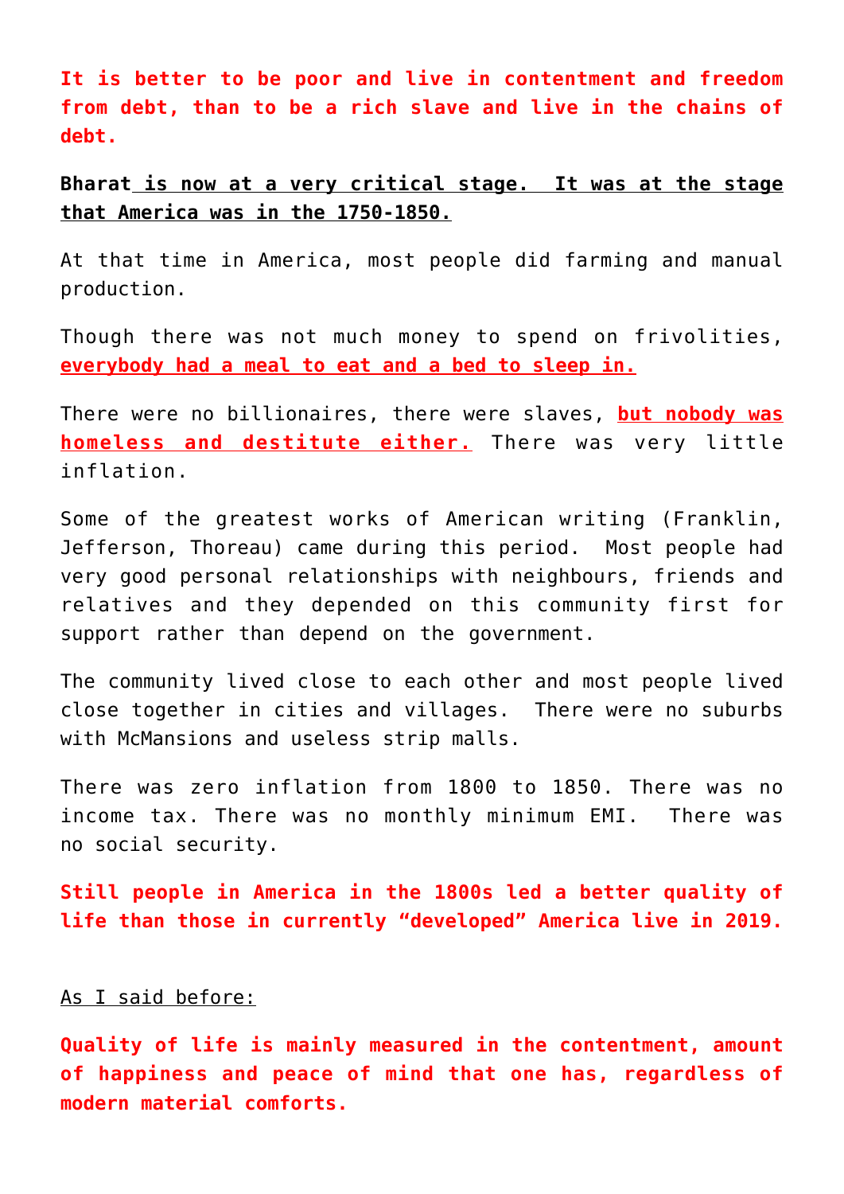**It is better to be poor and live in contentment and freedom from debt, than to be a rich slave and live in the chains of debt.**

**Bharat is now at a very critical stage. It was at the stage that America was in the 1750-1850.**

At that time in America, most people did farming and manual production.

Though there was not much money to spend on frivolities, **everybody had a meal to eat and a bed to sleep in.**

There were no billionaires, there were slaves, **but nobody was homeless and destitute either.** There was very little inflation.

Some of the greatest works of American writing (Franklin, Jefferson, Thoreau) came during this period. Most people had very good personal relationships with neighbours, friends and relatives and they depended on this community first for support rather than depend on the government.

The community lived close to each other and most people lived close together in cities and villages. There were no suburbs with McMansions and useless strip malls.

There was zero inflation from 1800 to 1850. There was no income tax. There was no monthly minimum EMI. There was no social security.

**Still people in America in the 1800s led a better quality of life than those in currently "developed" America live in 2019.**

As I said before:

**Quality of life is mainly measured in the contentment, amount of happiness and peace of mind that one has, regardless of modern material comforts.**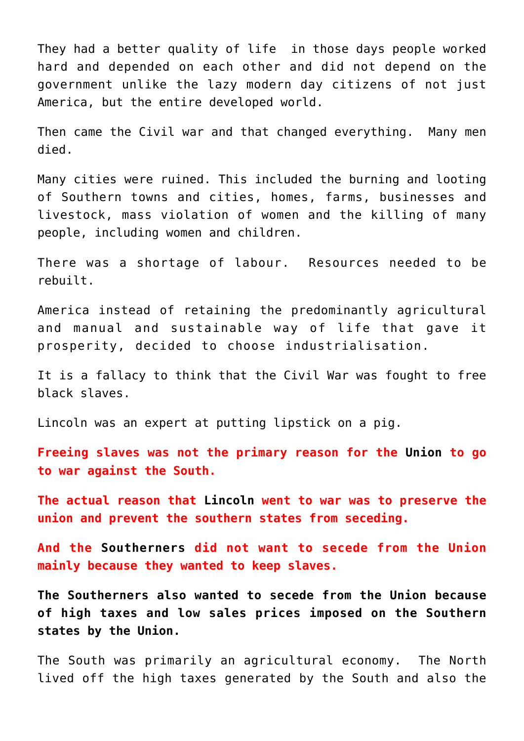They had a better quality of life  in those days people worked hard and depended on each other and did not depend on the government unlike the lazy modern day citizens of not just America, but the entire developed world.

Then came the Civil war and that changed everything.  Many men died.

Many cities were ruined. This included the burning and looting of Southern towns and cities, homes, farms, businesses and livestock, mass violation of women and the killing of many people, including women and children.

There was a shortage of labour.  Resources needed to be rebuilt.

America instead of retaining the predominantly agricultural and manual and sustainable way of life that gave it prosperity, decided to choose industrialisation.

It is a fallacy to think that the Civil War was fought to free black slaves.

Lincoln was an expert at putting lipstick on a pig.

**Freeing slaves was not the primary reason for the Union to go to war against the South.**

**The actual reason that Lincoln went to war was to preserve the union and prevent the southern states from seceding.**

**And the Southerners did not want to secede from the Union mainly because they wanted to keep slaves.**

**The Southerners also wanted to secede from the Union because of high taxes and low sales prices imposed on the Southern states by the Union.**

The South was primarily an agricultural economy.  The North lived off the high taxes generated by the South and also the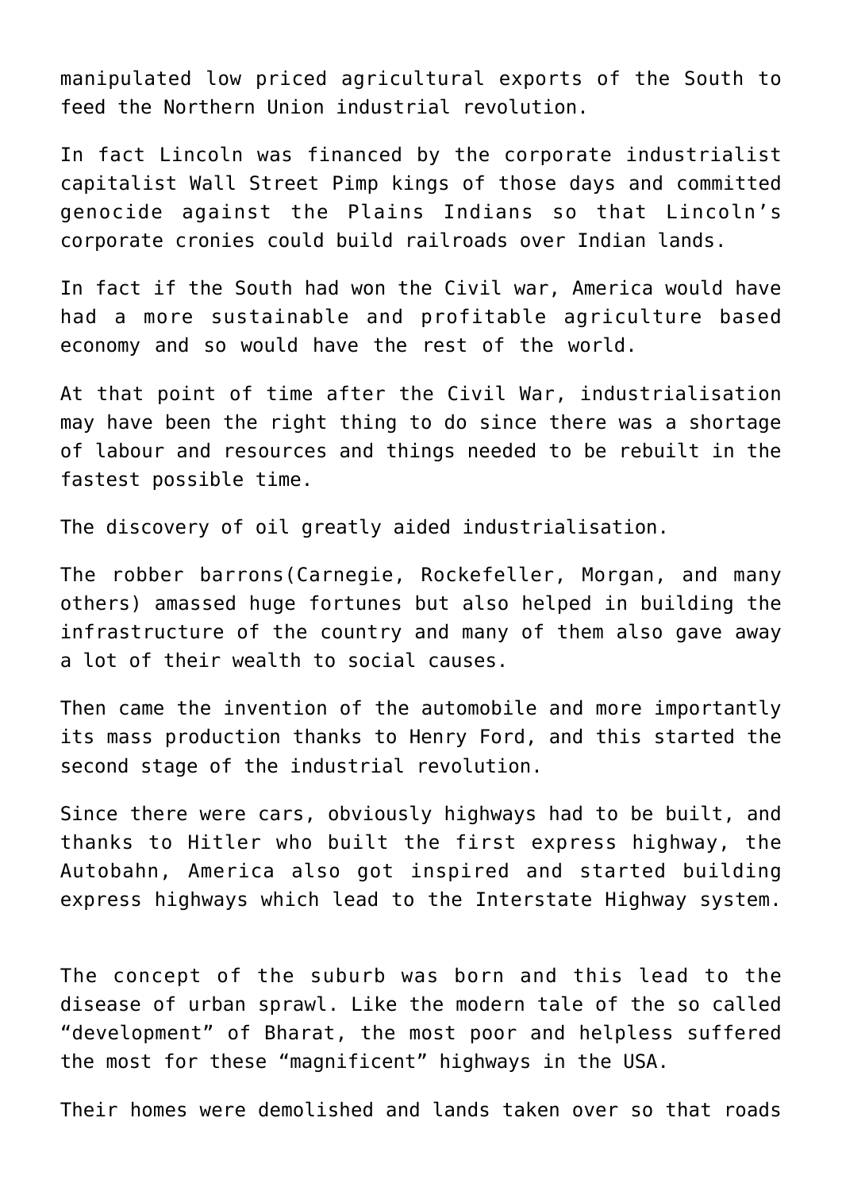manipulated low priced agricultural exports of the South to feed the Northern Union industrial revolution.

In fact Lincoln was financed by the corporate industrialist capitalist Wall Street Pimp kings of those days and committed genocide against the Plains Indians so that Lincoln's corporate cronies could build railroads over Indian lands.

In fact if the South had won the Civil war, America would have had a more sustainable and profitable agriculture based economy and so would have the rest of the world.

At that point of time after the Civil War, industrialisation may have been the right thing to do since there was a shortage of labour and resources and things needed to be rebuilt in the fastest possible time.

The discovery of oil greatly aided industrialisation.

The robber barrons(Carnegie, Rockefeller, Morgan, and many others) amassed huge fortunes but also helped in building the infrastructure of the country and many of them also gave away a lot of their wealth to social causes.

Then came the invention of the automobile and more importantly its mass production thanks to Henry Ford, and this started the second stage of the industrial revolution.

Since there were cars, obviously highways had to be built, and thanks to Hitler who built the first express highway, the Autobahn, America also got inspired and started building express highways which lead to the Interstate Highway system.

The concept of the suburb was born and this lead to the disease of urban sprawl. Like the modern tale of the so called "development" of Bharat, the most poor and helpless suffered the most for these "magnificent" highways in the USA.

Their homes were demolished and lands taken over so that roads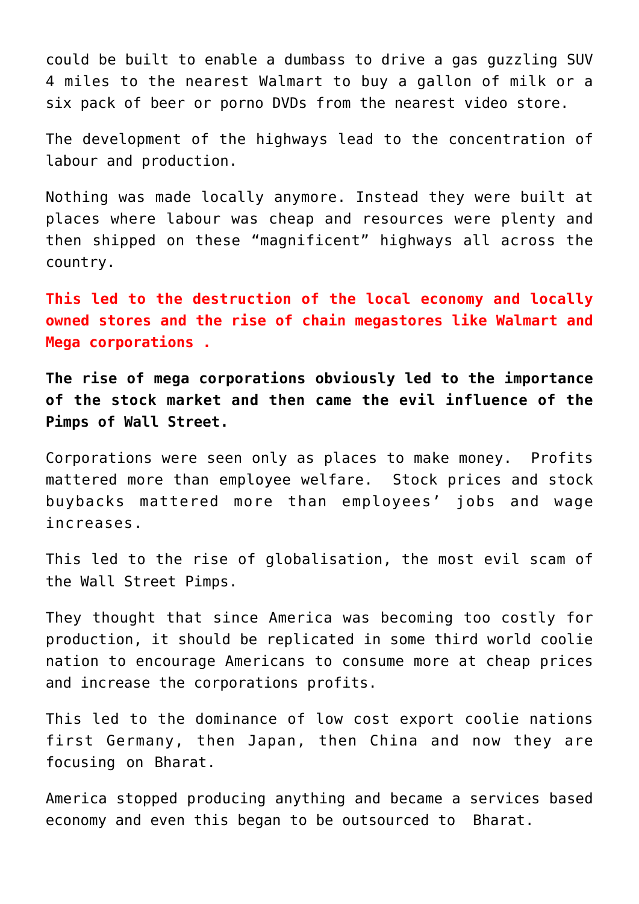could be built to enable a dumbass to drive a gas guzzling SUV 4 miles to the nearest Walmart to buy a gallon of milk or a six pack of beer or porno DVDs from the nearest video store.

The development of the highways lead to the concentration of labour and production.

Nothing was made locally anymore. Instead they were built at places where labour was cheap and resources were plenty and then shipped on these “magnificent” highways all across the country.

**This led to the destruction of the local economy and locally owned stores and the rise of chain megastores like Walmart and Mega corporations .**

**The rise of mega corporations obviously led to the importance of the stock market and then came the evil influence of the Pimps of Wall Street.**

Corporations were seen only as places to make money. Profits mattered more than employee welfare. Stock prices and stock buybacks mattered more than employees’ jobs and wage increases.

This led to the rise of globalisation, the most evil scam of the Wall Street Pimps.

They thought that since America was becoming too costly for production, it should be replicated in some third world coolie nation to encourage Americans to consume more at cheap prices and increase the corporations profits.

This led to the dominance of low cost export coolie nations first Germany, then Japan, then China and now they are focusing on Bharat.

America stopped producing anything and became a services based economy and even this began to be outsourced to Bharat.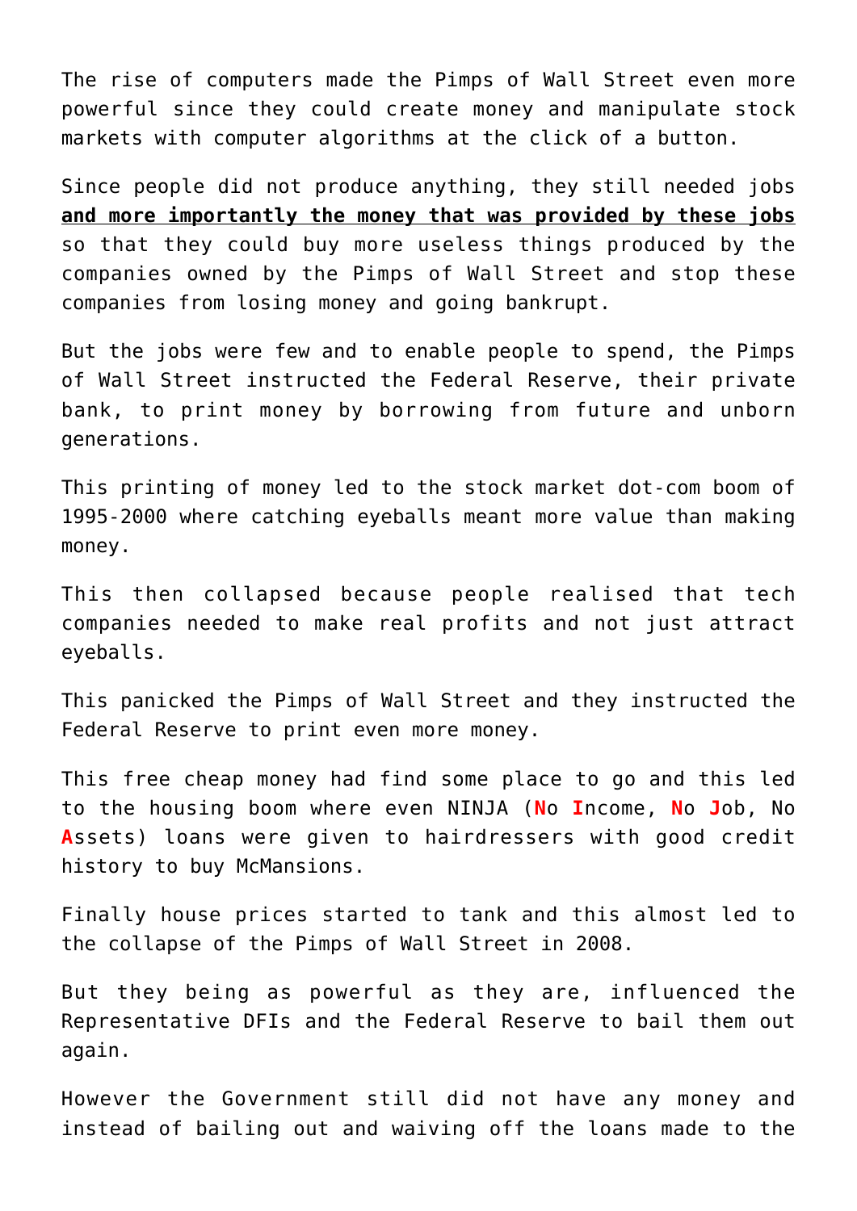The rise of computers made the Pimps of Wall Street even more powerful since they could create money and manipulate stock markets with computer algorithms at the click of a button.

Since people did not produce anything, they still needed jobs **<u>and more importantly the money that was provided by these jobs</u>** so that they could buy more useless things produced by the companies owned by the Pimps of Wall Street and stop these companies from losing money and going bankrupt.

But the jobs were few and to enable people to spend, the Pimps of Wall Street instructed the Federal Reserve, their private bank, to print money by borrowing from future and unborn generations.

This printing of money led to the stock market dot-com boom of 1995-2000 where catching eyeballs meant more value than making money.

This then collapsed because people realised that tech companies needed to make real profits and not just attract eyeballs.

This panicked the Pimps of Wall Street and they instructed the Federal Reserve to print even more money.

This free cheap money had find some place to go and this led to the housing boom where even NINJA (**N**o **I**ncome, **N**o **J**ob, No **A**ssets) loans were given to hairdressers with good credit history to buy McMansions.

Finally house prices started to tank and this almost led to the collapse of the Pimps of Wall Street in 2008.

But they being as powerful as they are, influenced the Representative DFIs and the Federal Reserve to bail them out again.

However the Government still did not have any money and instead of bailing out and waiving off the loans made to the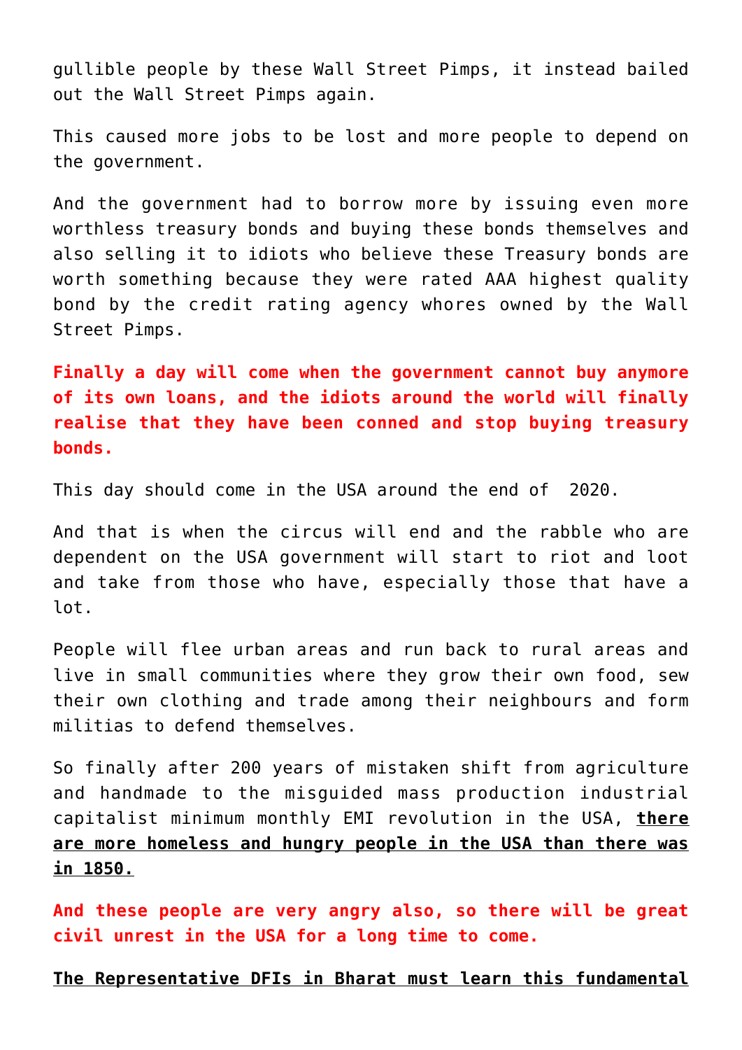gullible people by these Wall Street Pimps, it instead bailed out the Wall Street Pimps again.

This caused more jobs to be lost and more people to depend on the government.

And the government had to borrow more by issuing even more worthless treasury bonds and buying these bonds themselves and also selling it to idiots who believe these Treasury bonds are worth something because they were rated AAA highest quality bond by the credit rating agency whores owned by the Wall Street Pimps.

**Finally a day will come when the government cannot buy anymore of its own loans, and the idiots around the world will finally realise that they have been conned and stop buying treasury bonds.**

This day should come in the USA around the end of  2020.

And that is when the circus will end and the rabble who are dependent on the USA government will start to riot and loot and take from those who have, especially those that have a lot.

People will flee urban areas and run back to rural areas and live in small communities where they grow their own food, sew their own clothing and trade among their neighbours and form militias to defend themselves.

So finally after 200 years of mistaken shift from agriculture and handmade to the misguided mass production industrial capitalist minimum monthly EMI revolution in the USA, **there are more homeless and hungry people in the USA than there was in 1850.**

**And these people are very angry also, so there will be great civil unrest in the USA for a long time to come.**

**The Representative DFIs in Bharat must learn this fundamental**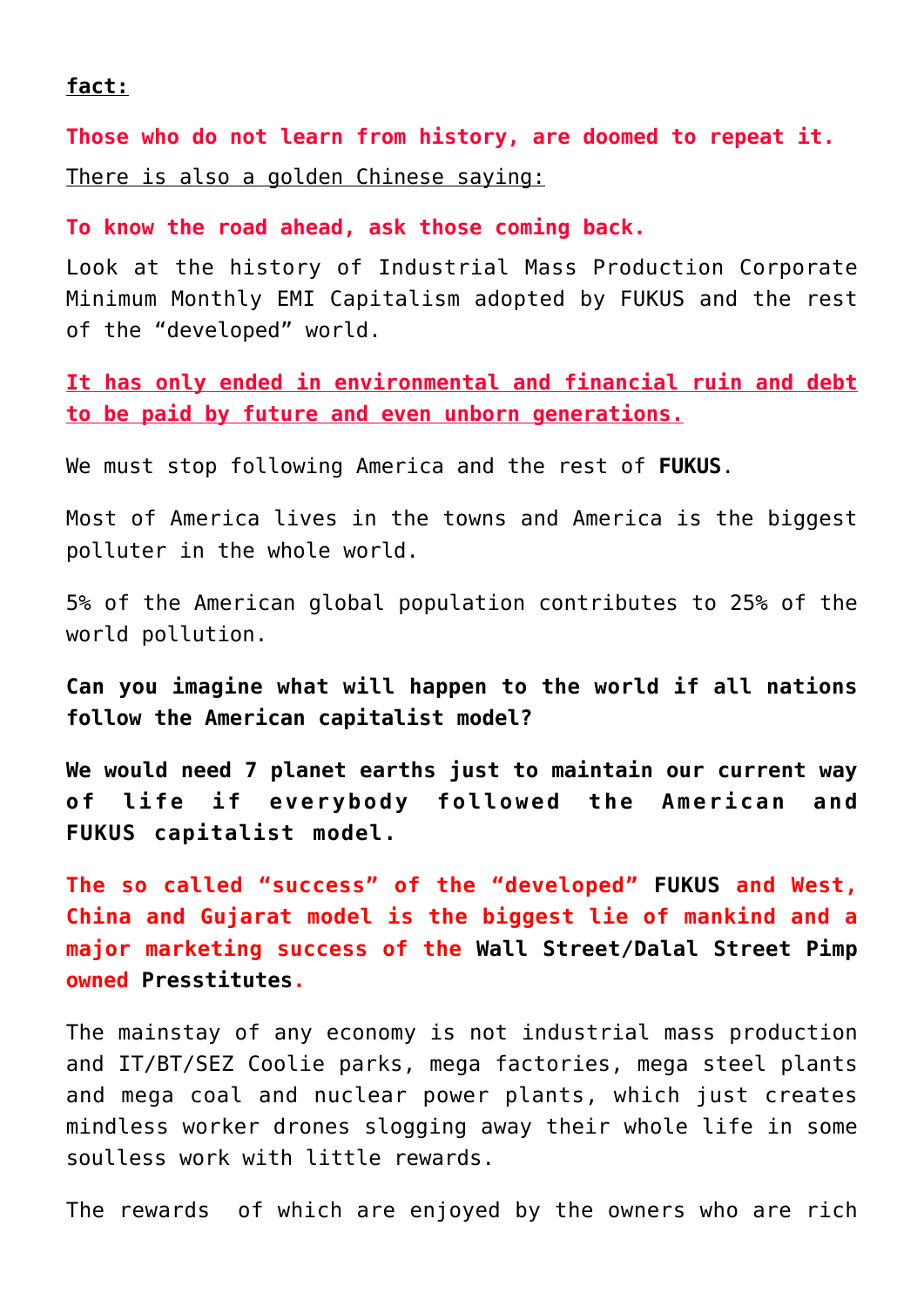**fact:**

**Those who do not learn from history, are doomed to repeat it.**

There is also a golden Chinese saying:

**To know the road ahead, ask those coming back.**

Look at the history of Industrial Mass Production Corporate Minimum Monthly EMI Capitalism adopted by FUKUS and the rest of the "developed" world.

**It has only ended in environmental and financial ruin and debt to be paid by future and even unborn generations.**

We must stop following America and the rest of **FUKUS**.

Most of America lives in the towns and America is the biggest polluter in the whole world.

5% of the American global population contributes to 25% of the world pollution.

**Can you imagine what will happen to the world if all nations follow the American capitalist model?**

**We would need 7 planet earths just to maintain our current way of life if everybody followed the American and FUKUS capitalist model.**

**The so called "success" of the "developed" FUKUS and West, China and Gujarat model is the biggest lie of mankind and a major marketing success of the Wall Street/Dalal Street Pimp owned Presstitutes.**

The mainstay of any economy is not industrial mass production and IT/BT/SEZ Coolie parks, mega factories, mega steel plants and mega coal and nuclear power plants, which just creates mindless worker drones slogging away their whole life in some soulless work with little rewards.

The rewards of which are enjoyed by the owners who are rich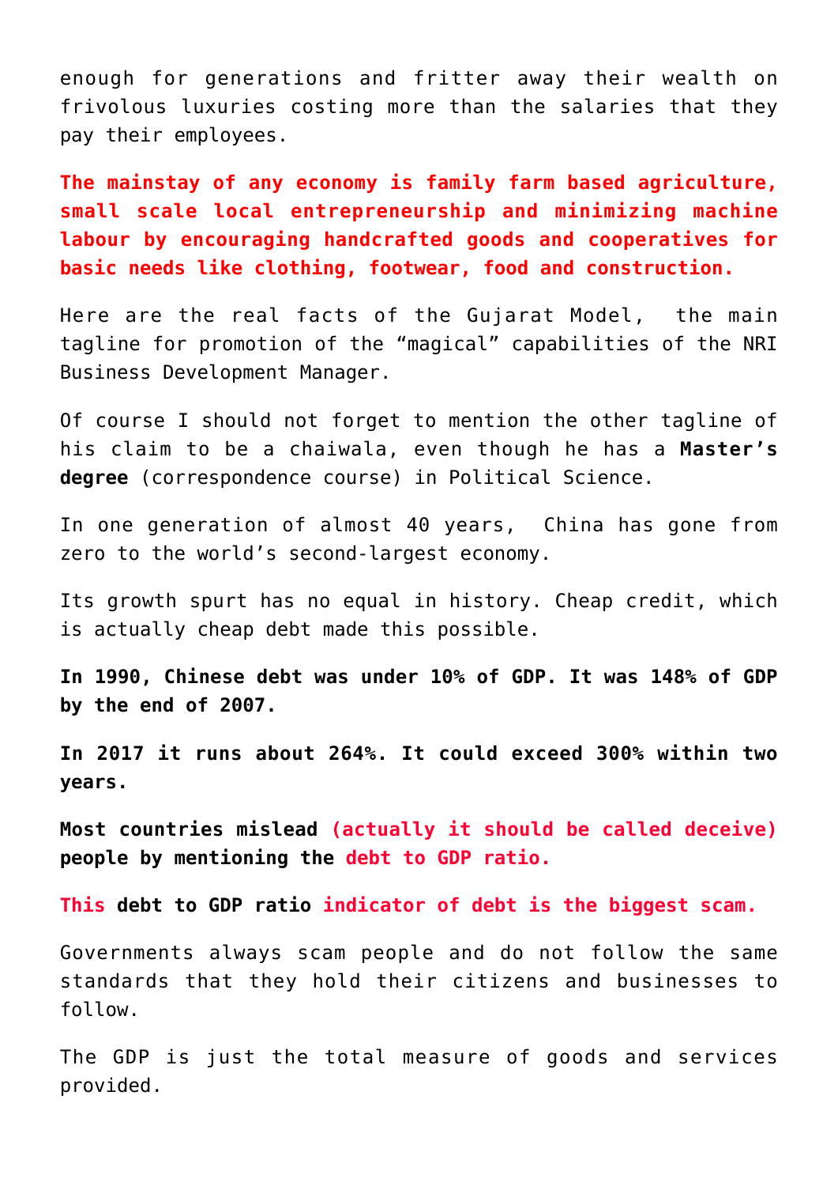enough for generations and fritter away their wealth on frivolous luxuries costing more than the salaries that they pay their employees.

**The mainstay of any economy is family farm based agriculture, small scale local entrepreneurship and minimizing machine labour by encouraging handcrafted goods and cooperatives for basic needs like clothing, footwear, food and construction.**

Here are the real facts of the Gujarat Model, the main tagline for promotion of the "magical" capabilities of the NRI Business Development Manager.

Of course I should not forget to mention the other tagline of his claim to be a chaiwala, even though he has a **Master's degree** (correspondence course) in Political Science.

In one generation of almost 40 years, China has gone from zero to the world's second-largest economy.

Its growth spurt has no equal in history. Cheap credit, which is actually cheap debt made this possible.

**In 1990, Chinese debt was under 10% of GDP. It was 148% of GDP by the end of 2007.**

**In 2017 it runs about 264%. It could exceed 300% within two years.**

**Most countries mislead (actually it should be called deceive) people by mentioning the debt to GDP ratio.**

**This debt to GDP ratio indicator of debt is the biggest scam.**

Governments always scam people and do not follow the same standards that they hold their citizens and businesses to follow.

The GDP is just the total measure of goods and services provided.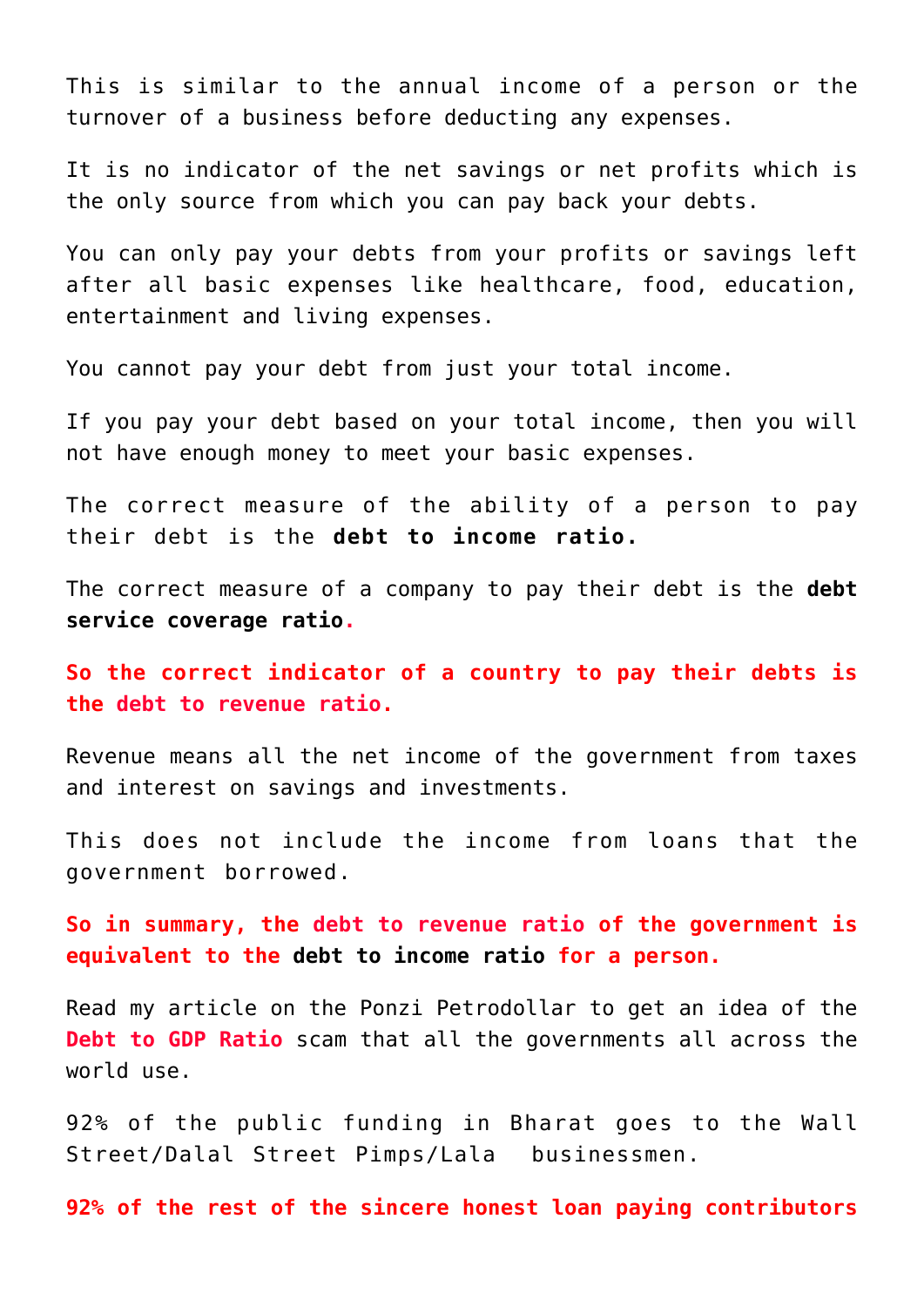This is similar to the annual income of a person or the turnover of a business before deducting any expenses.

It is no indicator of the net savings or net profits which is the only source from which you can pay back your debts.

You can only pay your debts from your profits or savings left after all basic expenses like healthcare, food, education, entertainment and living expenses.

You cannot pay your debt from just your total income.

If you pay your debt based on your total income, then you will not have enough money to meet your basic expenses.

The correct measure of the ability of a person to pay their debt is the **debt to income ratio.**

The correct measure of a company to pay their debt is the **debt service coverage ratio.**

**So the correct indicator of a country to pay their debts is the debt to revenue ratio.**

Revenue means all the net income of the government from taxes and interest on savings and investments.

This does not include the income from loans that the government borrowed.

**So in summary, the debt to revenue ratio of the government is equivalent to the debt to income ratio for a person.**

Read my article on the Ponzi Petrodollar to get an idea of the **Debt to GDP Ratio** scam that all the governments all across the world use.

92% of the public funding in Bharat goes to the Wall Street/Dalal Street Pimps/Lala businessmen.

**92% of the rest of the sincere honest loan paying contributors**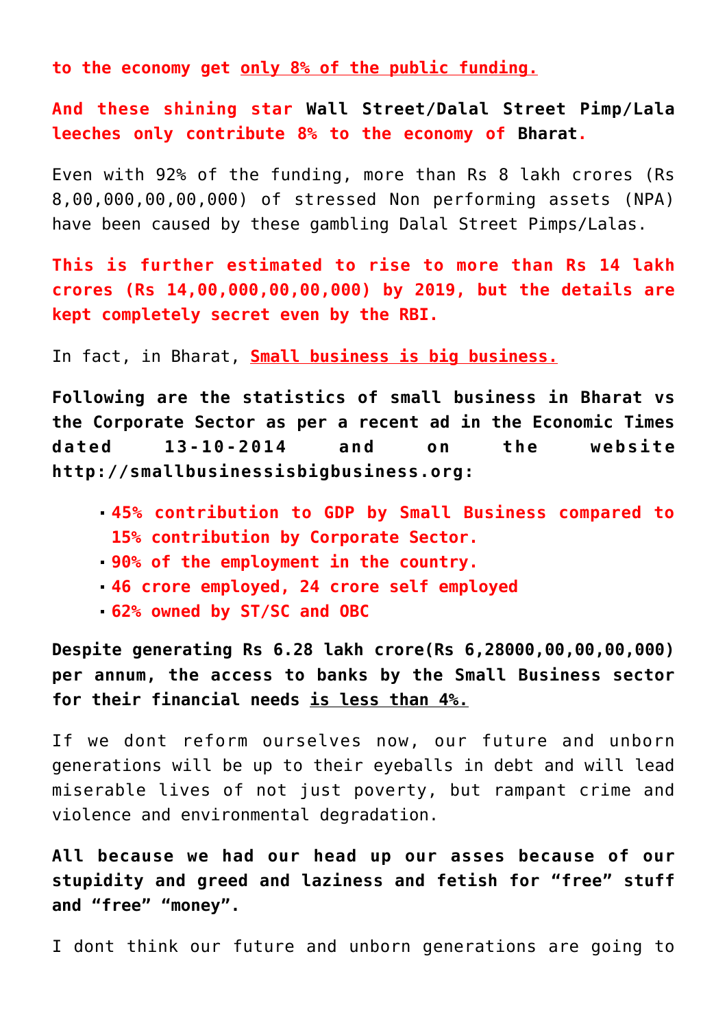**to the economy get <u>only 8% of the public funding.</u>**

**And these shining star Wall Street/Dalal Street Pimp/Lala leeches only contribute 8% to the economy of Bharat.**

Even with 92% of the funding, more than Rs 8 lakh crores (Rs 8,00,000,00,00,000) of stressed Non performing assets (NPA) have been caused by these gambling Dalal Street Pimps/Lalas.

**This is further estimated to rise to more than Rs 14 lakh crores (Rs 14,00,000,00,00,000) by 2019, but the details are kept completely secret even by the RBI.**

In fact, in Bharat, **<u>Small business is big business.</u>**

**Following are the statistics of small business in Bharat vs the Corporate Sector as per a recent ad in the Economic Times dated 13-10-2014 and on the website http://smallbusinessisbigbusiness.org:**

- **45% contribution to GDP by Small Business compared to 15% contribution by Corporate Sector.**
- **90% of the employment in the country.**
- **46 crore employed, 24 crore self employed**
- **62% owned by ST/SC and OBC**

**Despite generating Rs 6.28 lakh crore(Rs 6,28000,00,00,00,000) per annum, the access to banks by the Small Business sector for their financial needs <u>is less than 4%.</u>**

If we dont reform ourselves now, our future and unborn generations will be up to their eyeballs in debt and will lead miserable lives of not just poverty, but rampant crime and violence and environmental degradation.

**All because we had our head up our asses because of our stupidity and greed and laziness and fetish for “free” stuff and “free” “money”.**

I dont think our future and unborn generations are going to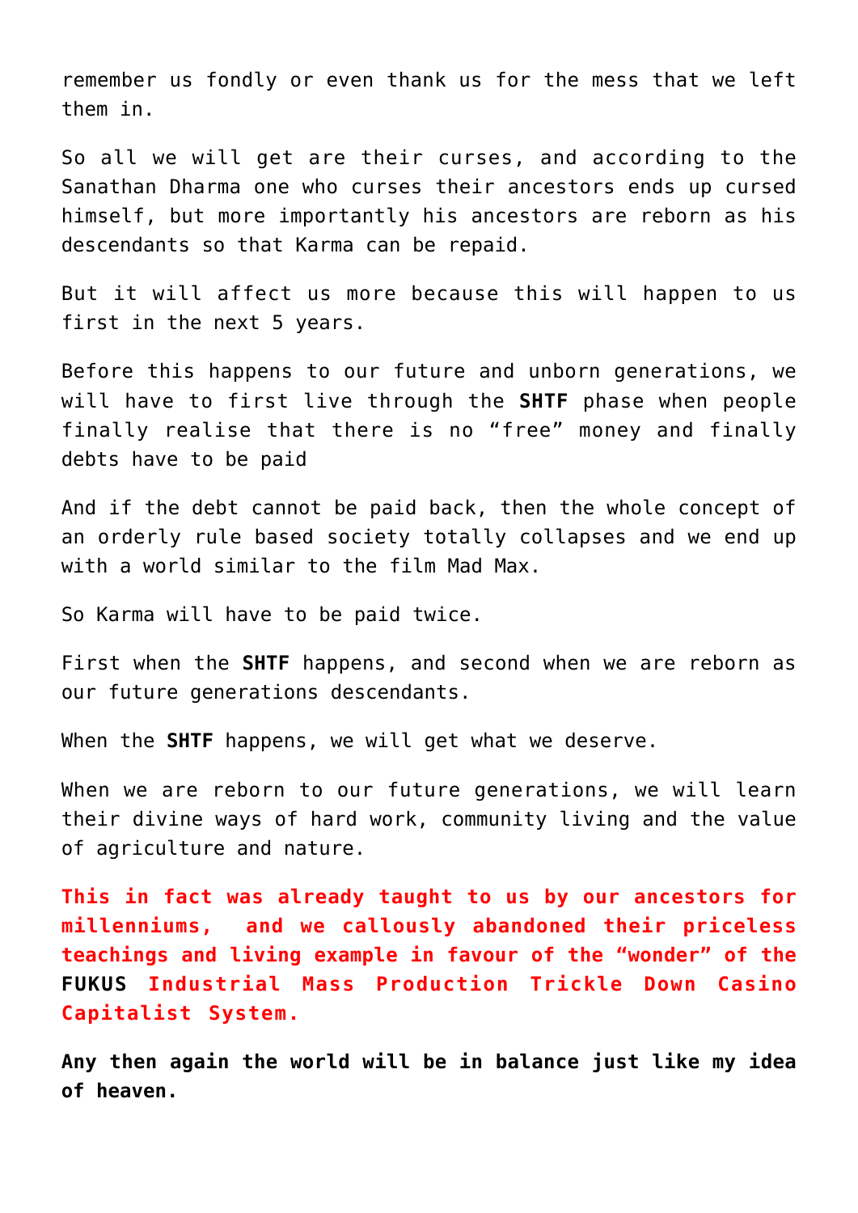remember us fondly or even thank us for the mess that we left them in.

So all we will get are their curses, and according to the Sanathan Dharma one who curses their ancestors ends up cursed himself, but more importantly his ancestors are reborn as his descendants so that Karma can be repaid.

But it will affect us more because this will happen to us first in the next 5 years.

Before this happens to our future and unborn generations, we will have to first live through the **SHTF** phase when people finally realise that there is no "free" money and finally debts have to be paid

And if the debt cannot be paid back, then the whole concept of an orderly rule based society totally collapses and we end up with a world similar to the film Mad Max.

So Karma will have to be paid twice.

First when the **SHTF** happens, and second when we are reborn as our future generations descendants.

When the **SHTF** happens, we will get what we deserve.

When we are reborn to our future generations, we will learn their divine ways of hard work, community living and the value of agriculture and nature.

**This in fact was already taught to us by our ancestors for millenniums, and we callously abandoned their priceless teachings and living example in favour of the "wonder" of the FUKUS Industrial Mass Production Trickle Down Casino Capitalist System.**

**Any then again the world will be in balance just like my idea of heaven.**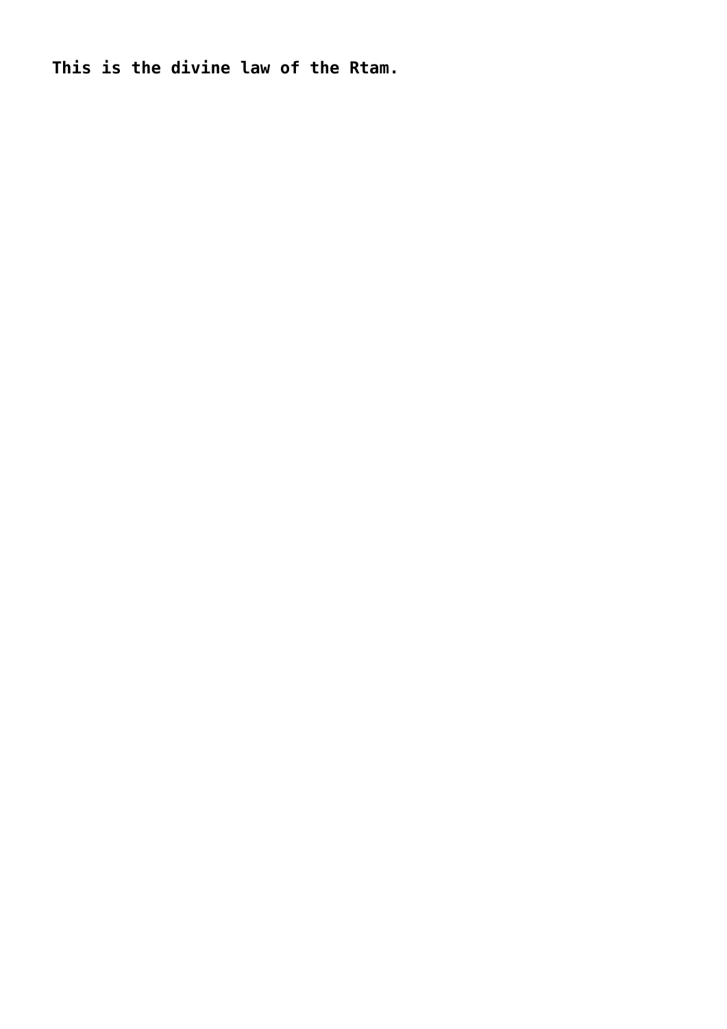**This is the divine law of the Rtam.**